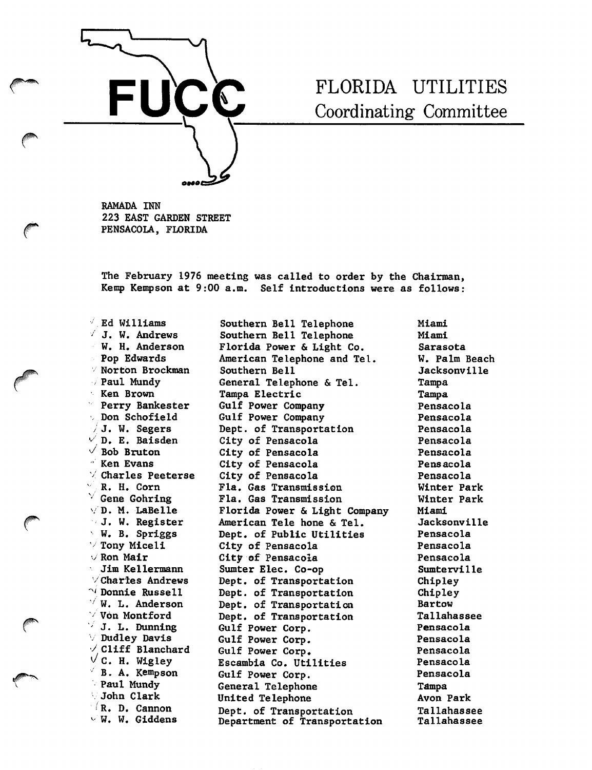# FUCC

## FLORIDA UTILITIES Coordinating Committee

RAMADA INN
223 EAST GARDEN STREET
PENSACOLA, FLORIDA

The February 1976 meeting was called to order by the Chairman, Kemp Kempson at 9:00 a.m. Self introductions were as follows:

| | | |
|---|---|---|
| Ed Williams | Southern Bell Telephone | Miami |
| J. W. Andrews | Southern Bell Telephone | Miami |
| W. H. Anderson | Florida Power & Light Co. | Sarasota |
| Pop Edwards | American Telephone and Tel. | W. Palm Beach |
| Norton Brockman | Southern Bell | Jacksonville |
| Paul Mundy | General Telephone & Tel. | Tampa |
| Ken Brown | Tampa Electric | Tampa |
| Perry Bankester | Gulf Power Company | Pensacola |
| Don Schofield | Gulf Power Company | Pensacola |
| J. W. Segers | Dept. of Transportation | Pensacola |
| D. E. Baisden | City of Pensacola | Pensacola |
| Bob Bruton | City of Pensacola | Pensacola |
| Ken Evans | City of Pensacola | Pensacola |
| Charles Peeterse | City of Pensacola | Pensacola |
| R. H. Corn | Fla. Gas Transmission | Winter Park |
| Gene Gohring | Fla. Gas Transmission | Winter Park |
| D. M. LaBelle | Florida Power & Light Company | Miami |
| J. W. Register | American Tele hone & Tel. | Jacksonville |
| W. B. Spriggs | Dept. of Public Utilities | Pensacola |
| Tony Miceli | City of Pensacola | Pensacola |
| Ron Mair | City of Pensacola | Pensacola |
| Jim Kellermann | Sumter Elec. Co-op | Sumterville |
| Charles Andrews | Dept. of Transportation | Chipley |
| Donnie Russell | Dept. of Transportation | Chipley |
| W. L. Anderson | Dept. of Transportation | Bartow |
| Von Montford | Dept. of Transportation | Tallahassee |
| J. L. Dunning | Gulf Power Corp. | Pensacola |
| Dudley Davis | Gulf Power Corp. | Pensacola |
| Cliff Blanchard | Gulf Power Corp. | Pensacola |
| C. H. Wigley | Escambia Co. Utilities | Pensacola |
| B. A. Kempson | Gulf Power Corp. | Pensacola |
| Paul Mundy | General Telephone | Tampa |
| John Clark | United Telephone | Avon Park |
| R. D. Cannon | Dept. of Transportation | Tallahassee |
| W. W. Giddens | Department of Transportation | Tallahassee |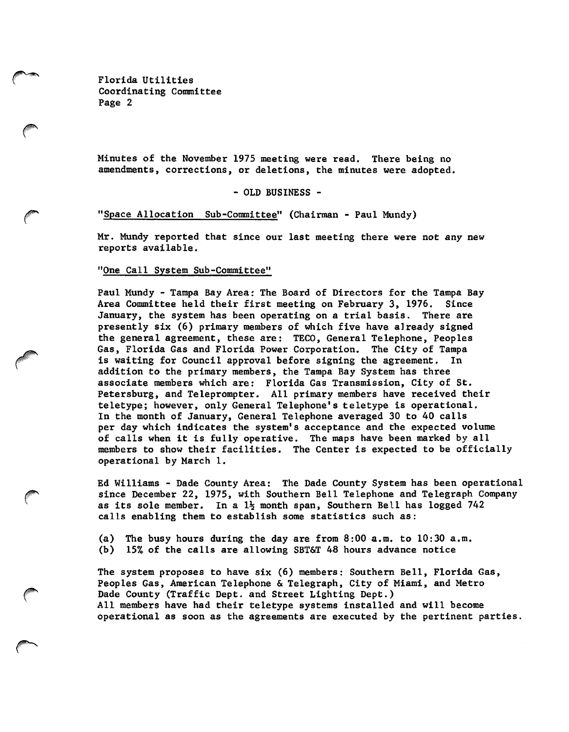Minutes of the November 1975 meeting were read. There being no amendments, corrections, or deletions, the minutes were adopted.

- OLD BUSINESS -

"Space Allocation Sub-Committee" (Chairman - Paul Mundy)

Mr. Mundy reported that since our last meeting there were not any new reports available.

"One Call System Sub-Committee"

Paul Mundy - Tampa Bay Area: The Board of Directors for the Tampa Bay Area Committee held their first meeting on February 3, 1976. Since January, the system has been operating on a trial basis. There are presently six (6) primary members of which five have already signed the general agreement, these are: TECO, General Telephone, Peoples Gas, Florida Gas and Florida Power Corporation. The City of Tampa is waiting for Council approval before signing the agreement. In addition to the primary members, the Tampa Bay System has three associate members which are: Florida Gas Transmission, City of St. Petersburg, and Teleprompter. All primary members have received their teletype; however, only General Telephone's teletype is operational. In the month of January, General Telephone averaged 30 to 40 calls per day which indicates the system's acceptance and the expected volume of calls when it is fully operative. The maps have been marked by all members to show their facilities. The Center is expected to be officially operational by March 1.

Ed Williams - Dade County Area: The Dade County System has been operational since December 22, 1975, with Southern Bell Telephone and Telegraph Company as its sole member. In a 1½ month span, Southern Bell has logged 742 calls enabling them to establish some statistics such as:

(a) The busy hours during the day are from 8:00 a.m. to 10:30 a.m.
(b) 15% of the calls are allowing SBT&T 48 hours advance notice

The system proposes to have six (6) members: Southern Bell, Florida Gas, Peoples Gas, American Telephone & Telegraph, City of Miami, and Metro Dade County (Traffic Dept. and Street Lighting Dept.)
All members have had their teletype systems installed and will become operational as soon as the agreements are executed by the pertinent parties.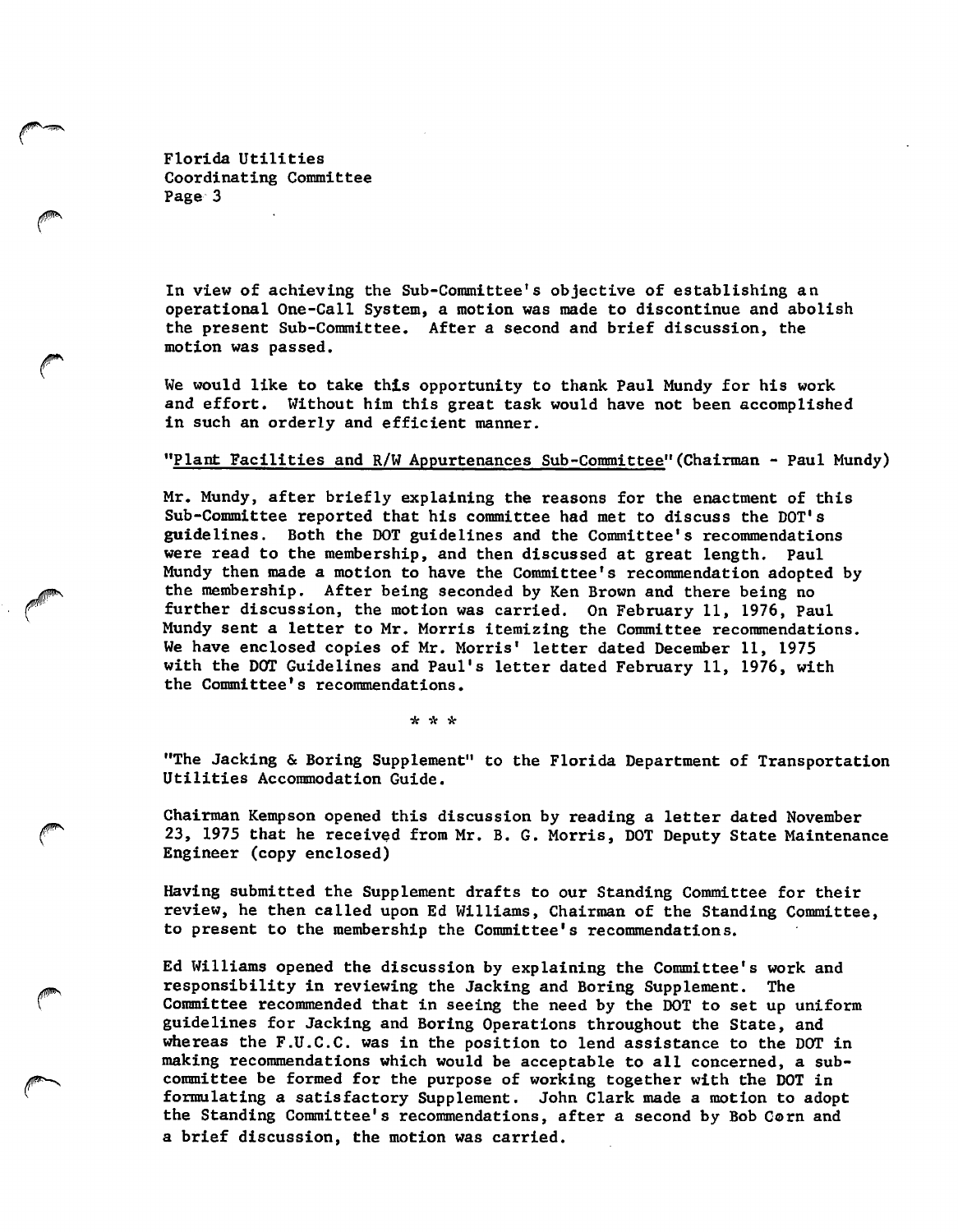In view of achieving the Sub-Committee's objective of establishing an operational One-Call System, a motion was made to discontinue and abolish the present Sub-Committee. After a second and brief discussion, the motion was passed.

We would like to take this opportunity to thank Paul Mundy for his work and effort. Without him this great task would have not been accomplished in such an orderly and efficient manner.

"Plant Facilities and R/W Appurtenances Sub-Committee" (Chairman - Paul Mundy)

Mr. Mundy, after briefly explaining the reasons for the enactment of this Sub-Committee reported that his committee had met to discuss the DOT's guidelines. Both the DOT guidelines and the Committee's recommendations were read to the membership, and then discussed at great length. Paul Mundy then made a motion to have the Committee's recommendation adopted by the membership. After being seconded by Ken Brown and there being no further discussion, the motion was carried. On February 11, 1976, Paul Mundy sent a letter to Mr. Morris itemizing the Committee recommendations. We have enclosed copies of Mr. Morris' letter dated December 11, 1975 with the DOT Guidelines and Paul's letter dated February 11, 1976, with the Committee's recommendations.

\* \* \*

"The Jacking & Boring Supplement" to the Florida Department of Transportation Utilities Accommodation Guide.

Chairman Kempson opened this discussion by reading a letter dated November 23, 1975 that he received from Mr. B. G. Morris, DOT Deputy State Maintenance Engineer (copy enclosed)

Having submitted the Supplement drafts to our Standing Committee for their review, he then called upon Ed Williams, Chairman of the Standing Committee, to present to the membership the Committee's recommendations.

Ed Williams opened the discussion by explaining the Committee's work and responsibility in reviewing the Jacking and Boring Supplement. The Committee recommended that in seeing the need by the DOT to set up uniform guidelines for Jacking and Boring Operations throughout the State, and whereas the F.U.C.C. was in the position to lend assistance to the DOT in making recommendations which would be acceptable to all concerned, a sub-committee be formed for the purpose of working together with the DOT in formulating a satisfactory Supplement. John Clark made a motion to adopt the Standing Committee's recommendations, after a second by Bob Corn and a brief discussion, the motion was carried.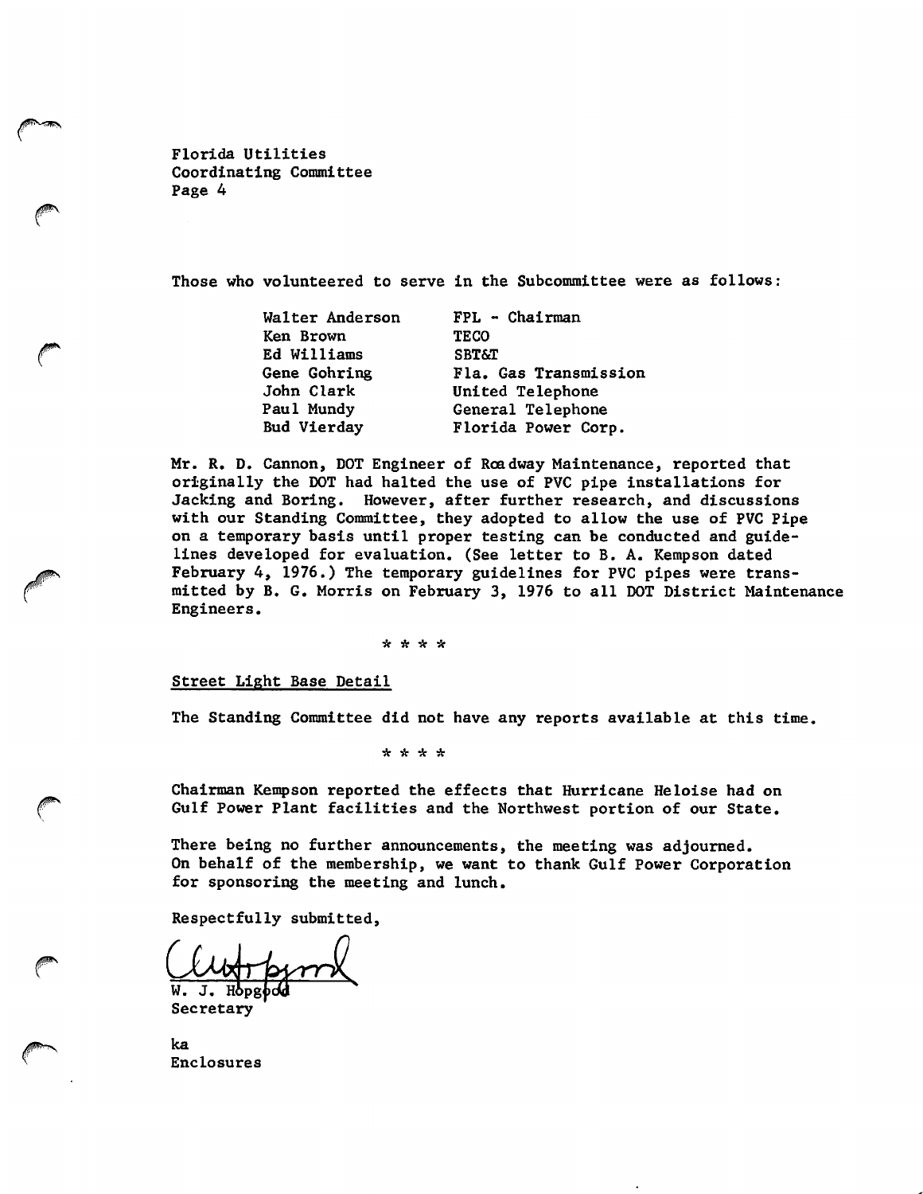Those who volunteered to serve in the Subcommittee were as follows:

| | |
|---|---|
| Walter Anderson | FPL - Chairman |
| Ken Brown | TECO |
| Ed Williams | SBT&T |
| Gene Gohring | Fla. Gas Transmission |
| John Clark | United Telephone |
| Paul Mundy | General Telephone |
| Bud Vierday | Florida Power Corp. |

Mr. R. D. Cannon, DOT Engineer of Roadway Maintenance, reported that originally the DOT had halted the use of PVC pipe installations for Jacking and Boring. However, after further research, and discussions with our Standing Committee, they adopted to allow the use of PVC Pipe on a temporary basis until proper testing can be conducted and guidelines developed for evaluation. (See letter to B. A. Kempson dated February 4, 1976.) The temporary guidelines for PVC pipes were transmitted by B. G. Morris on February 3, 1976 to all DOT District Maintenance Engineers.

\* \* \* \*

Street Light Base Detail

The Standing Committee did not have any reports available at this time.

\* \* \* \*

Chairman Kempson reported the effects that Hurricane Heloise had on Gulf Power Plant facilities and the Northwest portion of our State.

There being no further announcements, the meeting was adjourned. On behalf of the membership, we want to thank Gulf Power Corporation for sponsoring the meeting and lunch.

Respectfully submitted,

W. J. Hopgood
Secretary

ka
Enclosures